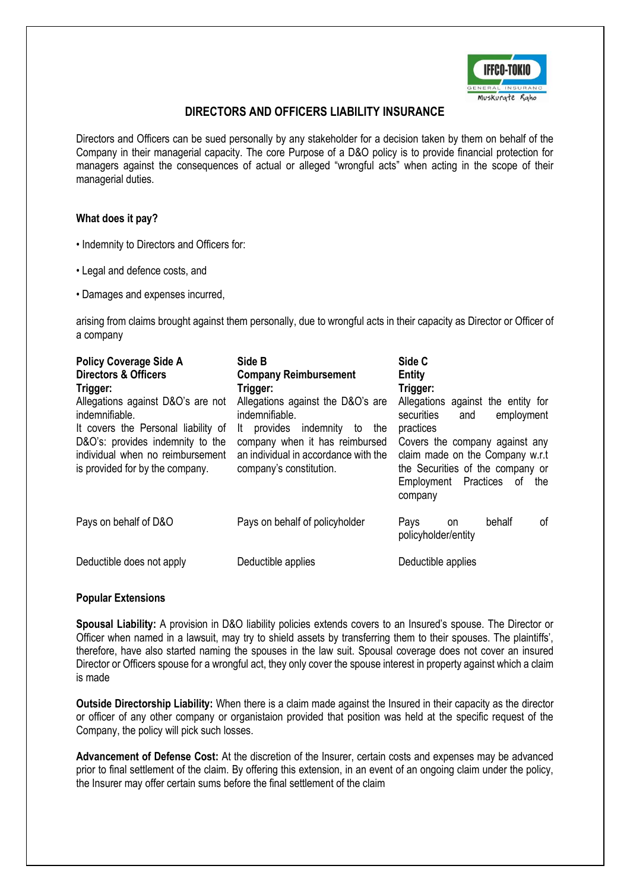# DIRECTORS AND OFFICERS LIABILITY INSURANCE

Directors and Officers can be sued personally by any stakeholder for a decision taken by them on behalf of the Company in their managerial capacity. The core Purpose of a D&O policy is to provide financial protection for managers against the consequences of actual or alleged "wrongful acts" when acting in the scope of their managerial duties.

**What does it pay?**

- Indemnity to Directors and Officers for:
- Legal and defence costs, and
- Damages and expenses incurred,

arising from claims brought against them personally, due to wrongful acts in their capacity as Director or Officer of a company

| **Policy Coverage Side A**<br>**Directors & Officers** | **Side B**<br>**Company Reimbursement** | **Side C**<br>**Entity** |
|---|---|---|
| **Trigger:**<br>Allegations against D&O's are not indemnifiable.<br>It covers the Personal liability of D&O's: provides indemnity to the individual when no reimbursement is provided for by the company. | **Trigger:**<br>Allegations against the D&O's are indemnifiable.<br>It provides indemnity to the company when it has reimbursed an individual in accordance with the company's constitution. | **Trigger:**<br>Allegations against the entity for securities and employment practices<br>Covers the company against any claim made on the Company w.r.t the Securities of the company or Employment Practices of the company |
| Pays on behalf of D&O | Pays on behalf of policyholder | Pays on behalf of policyholder/entity |
| Deductible does not apply | Deductible applies | Deductible applies |

**Popular Extensions**

**Spousal Liability:** A provision in D&O liability policies extends covers to an Insured's spouse. The Director or Officer when named in a lawsuit, may try to shield assets by transferring them to their spouses. The plaintiffs', therefore, have also started naming the spouses in the law suit. Spousal coverage does not cover an insured Director or Officers spouse for a wrongful act, they only cover the spouse interest in property against which a claim is made

**Outside Directorship Liability:** When there is a claim made against the Insured in their capacity as the director or officer of any other company or organistaion provided that position was held at the specific request of the Company, the policy will pick such losses.

**Advancement of Defense Cost:** At the discretion of the Insurer, certain costs and expenses may be advanced prior to final settlement of the claim. By offering this extension, in an event of an ongoing claim under the policy, the Insurer may offer certain sums before the final settlement of the claim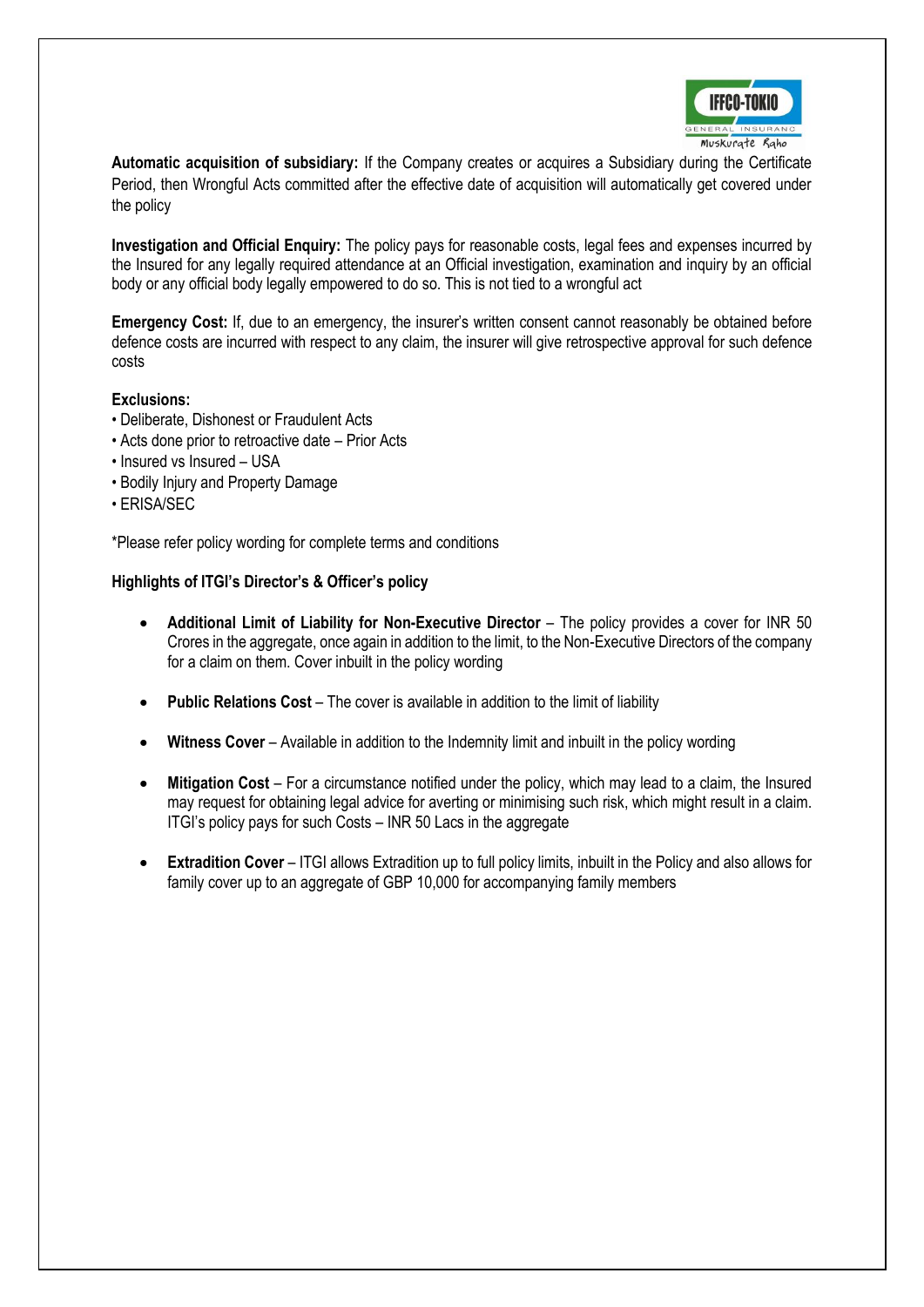**Automatic acquisition of subsidiary:** If the Company creates or acquires a Subsidiary during the Certificate Period, then Wrongful Acts committed after the effective date of acquisition will automatically get covered under the policy

**Investigation and Official Enquiry:** The policy pays for reasonable costs, legal fees and expenses incurred by the Insured for any legally required attendance at an Official investigation, examination and inquiry by an official body or any official body legally empowered to do so. This is not tied to a wrongful act

**Emergency Cost:** If, due to an emergency, the insurer's written consent cannot reasonably be obtained before defence costs are incurred with respect to any claim, the insurer will give retrospective approval for such defence costs

**Exclusions:**

- Deliberate, Dishonest or Fraudulent Acts
- Acts done prior to retroactive date – Prior Acts
- Insured vs Insured – USA
- Bodily Injury and Property Damage
- ERISA/SEC

*Please refer policy wording for complete terms and conditions

**Highlights of ITGI's Director's & Officer's policy**

- **Additional Limit of Liability for Non-Executive Director** – The policy provides a cover for INR 50 Crores in the aggregate, once again in addition to the limit, to the Non-Executive Directors of the company for a claim on them. Cover inbuilt in the policy wording

- **Public Relations Cost** – The cover is available in addition to the limit of liability

- **Witness Cover** – Available in addition to the Indemnity limit and inbuilt in the policy wording

- **Mitigation Cost** – For a circumstance notified under the policy, which may lead to a claim, the Insured may request for obtaining legal advice for averting or minimising such risk, which might result in a claim. ITGI's policy pays for such Costs – INR 50 Lacs in the aggregate

- **Extradition Cover** – ITGI allows Extradition up to full policy limits, inbuilt in the Policy and also allows for family cover up to an aggregate of GBP 10,000 for accompanying family members